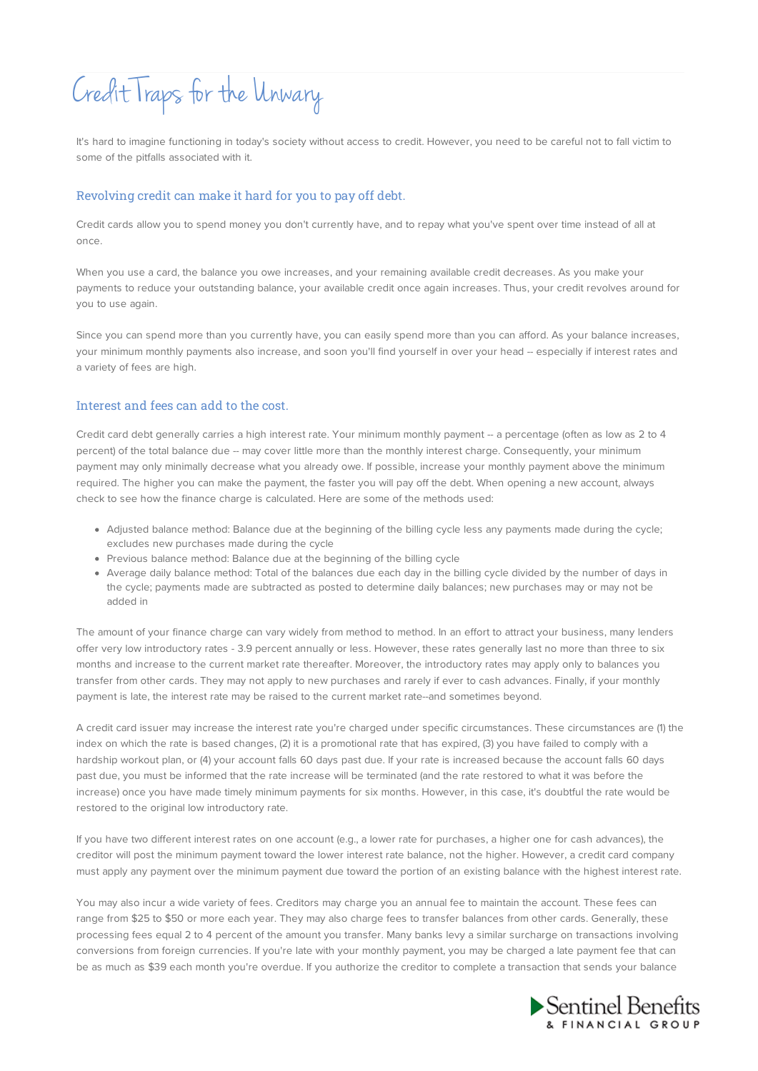# Credit Traps for the Unwary

It's hard to imagine functioning in today's society without access to credit. However, you need to be careful not to fall victim to some of the pitfalls associated with it.

## Revolving credit can make it hard for you to pay off debt.

Credit cards allow you to spend money you don't currently have, and to repay what you've spent over time instead of all at once.

When you use a card, the balance you owe increases, and your remaining available credit decreases. As you make your payments to reduce your outstanding balance, your available credit once again increases. Thus, your credit revolves around for you to use again.

Since you can spend more than you currently have, you can easily spend more than you can afford. As your balance increases, your minimum monthly payments also increase, and soon you'll find yourself in over your head -- especially if interest rates and a variety of fees are high.

## Interest and fees can add to the cost.

Credit card debt generally carries a high interest rate. Your minimum monthly payment -- a percentage (often as low as 2 to 4 percent) of the total balance due -- may cover little more than the monthly interest charge. Consequently, your minimum payment may only minimally decrease what you already owe. If possible, increase your monthly payment above the minimum required. The higher you can make the payment, the faster you will pay off the debt. When opening a new account, always check to see how the finance charge is calculated. Here are some of the methods used:

- Adjusted balance method: Balance due at the beginning of the billing cycle less any payments made during the cycle; excludes new purchases made during the cycle
- Previous balance method: Balance due at the beginning of the billing cycle
- Average daily balance method: Total of the balances due each day in the billing cycle divided by the number of days in the cycle; payments made are subtracted as posted to determine daily balances; new purchases may or may not be added in

The amount of your finance charge can vary widely from method to method. In an effort to attract your business, many lenders offer very low introductory rates - 3.9 percent annually or less. However, these rates generally last no more than three to six months and increase to the current market rate thereafter. Moreover, the introductory rates may apply only to balances you transfer from other cards. They may not apply to new purchases and rarely if ever to cash advances. Finally, if your monthly payment is late, the interest rate may be raised to the current market rate--and sometimes beyond.

A credit card issuer may increase the interest rate you're charged under specific circumstances. These circumstances are (1) the index on which the rate is based changes, (2) it is a promotional rate that has expired, (3) you have failed to comply with a hardship workout plan, or (4) your account falls 60 days past due. If your rate is increased because the account falls 60 days past due, you must be informed that the rate increase will be terminated (and the rate restored to what it was before the increase) once you have made timely minimum payments for six months. However, in this case, it's doubtful the rate would be restored to the original low introductory rate.

If you have two different interest rates on one account (e.g., a lower rate for purchases, a higher one for cash advances), the creditor will post the minimum payment toward the lower interest rate balance, not the higher. However, a credit card company must apply any payment over the minimum payment due toward the portion of an existing balance with the highest interest rate.

You may also incur a wide variety of fees. Creditors may charge you an annual fee to maintain the account. These fees can range from $25 to $50 or more each year. They may also charge fees to transfer balances from other cards. Generally, these processing fees equal 2 to 4 percent of the amount you transfer. Many banks levy a similar surcharge on transactions involving conversions from foreign currencies. If you're late with your monthly payment, you may be charged a late payment fee that can be as much as $39 each month you're overdue. If you authorize the creditor to complete a transaction that sends your balance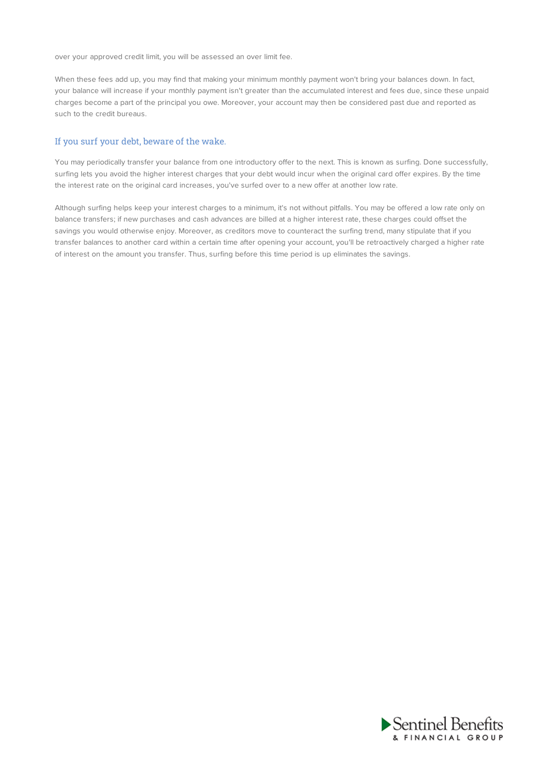over your approved credit limit, you will be assessed an over limit fee.

When these fees add up, you may find that making your minimum monthly payment won't bring your balances down. In fact, your balance will increase if your monthly payment isn't greater than the accumulated interest and fees due, since these unpaid charges become a part of the principal you owe. Moreover, your account may then be considered past due and reported as such to the credit bureaus.

## If you surf your debt, beware of the wake.

You may periodically transfer your balance from one introductory offer to the next. This is known as surfing. Done successfully, surfing lets you avoid the higher interest charges that your debt would incur when the original card offer expires. By the time the interest rate on the original card increases, you've surfed over to a new offer at another low rate.

Although surfing helps keep your interest charges to a minimum, it's not without pitfalls. You may be offered a low rate only on balance transfers; if new purchases and cash advances are billed at a higher interest rate, these charges could offset the savings you would otherwise enjoy. Moreover, as creditors move to counteract the surfing trend, many stipulate that if you transfer balances to another card within a certain time after opening your account, you'll be retroactively charged a higher rate of interest on the amount you transfer. Thus, surfing before this time period is up eliminates the savings.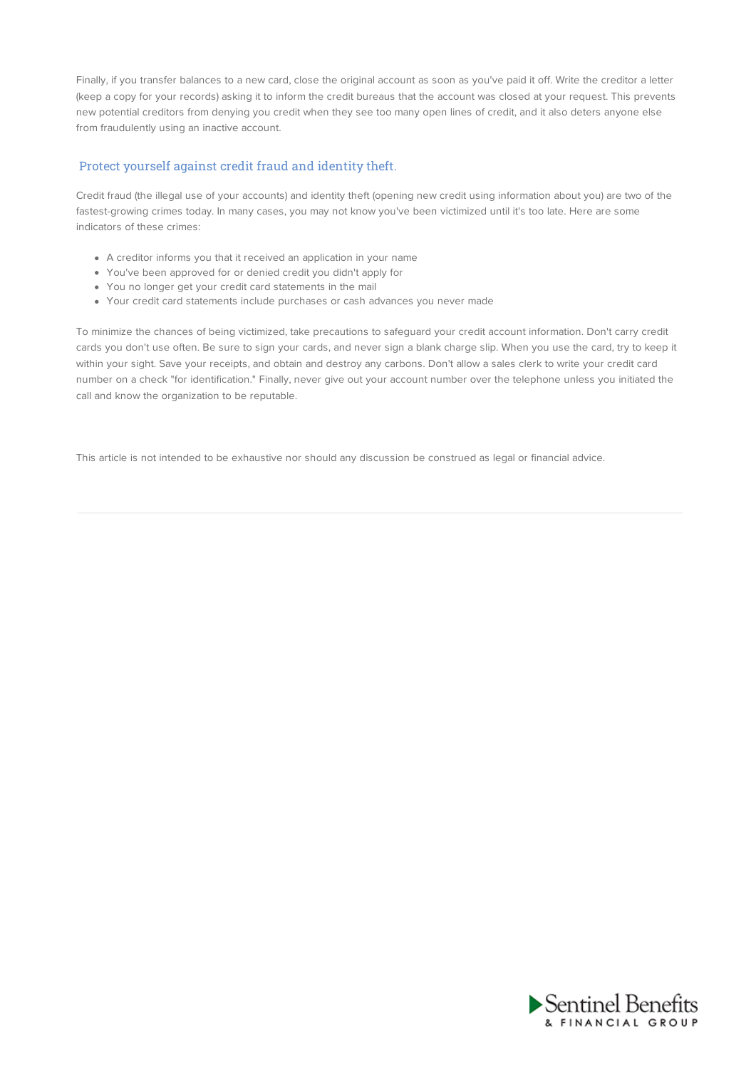Finally, if you transfer balances to a new card, close the original account as soon as you've paid it off. Write the creditor a letter (keep a copy for your records) asking it to inform the credit bureaus that the account was closed at your request. This prevents new potential creditors from denying you credit when they see too many open lines of credit, and it also deters anyone else from fraudulently using an inactive account.

## Protect yourself against credit fraud and identity theft.

Credit fraud (the illegal use of your accounts) and identity theft (opening new credit using information about you) are two of the fastest-growing crimes today. In many cases, you may not know you've been victimized until it's too late. Here are some indicators of these crimes:

- A creditor informs you that it received an application in your name
- You've been approved for or denied credit you didn't apply for
- You no longer get your credit card statements in the mail
- Your credit card statements include purchases or cash advances you never made

To minimize the chances of being victimized, take precautions to safeguard your credit account information. Don't carry credit cards you don't use often. Be sure to sign your cards, and never sign a blank charge slip. When you use the card, try to keep it within your sight. Save your receipts, and obtain and destroy any carbons. Don't allow a sales clerk to write your credit card number on a check "for identification." Finally, never give out your account number over the telephone unless you initiated the call and know the organization to be reputable.

This article is not intended to be exhaustive nor should any discussion be construed as legal or financial advice.

Sentinel Benefits & FINANCIAL GROUP